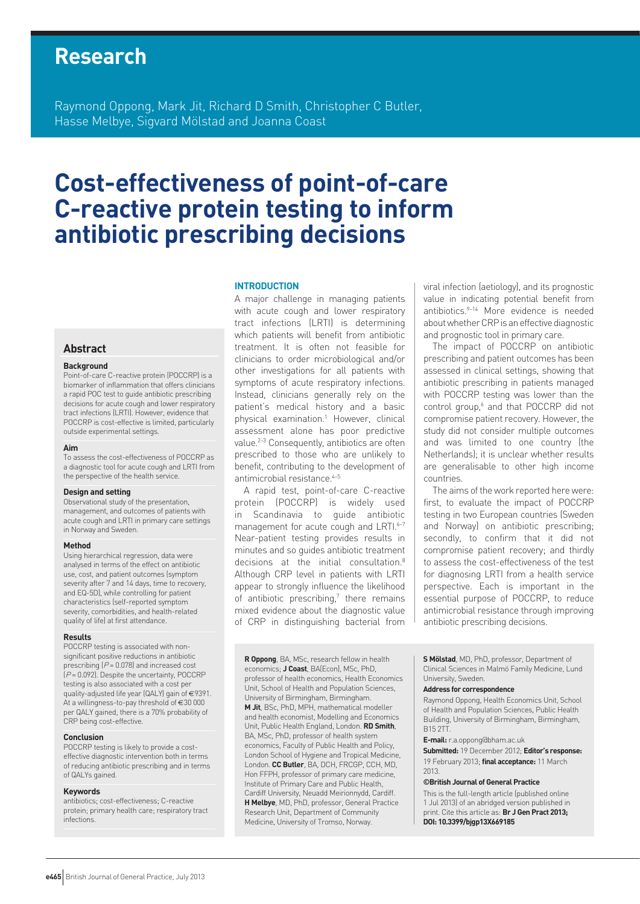# Research

Raymond Oppong, Mark Jit, Richard D Smith, Christopher C Butler, Hasse Melbye, Sigvard Mölstad and Joanna Coast

# Cost-effectiveness of point-of-care C-reactive protein testing to inform antibiotic prescribing decisions

## Abstract

### Background

Point-of-care C-reactive protein (POCCRP) is a biomarker of inflammation that offers clinicians a rapid POC test to guide antibiotic prescribing decisions for acute cough and lower respiratory tract infections (LRTI). However, evidence that POCCRP is cost-effective is limited, particularly outside experimental settings.

### Aim

To assess the cost-effectiveness of POCCRP as a diagnostic tool for acute cough and LRTI from the perspective of the health service.

### Design and setting

Observational study of the presentation, management, and outcomes of patients with acute cough and LRTI in primary care settings in Norway and Sweden.

### Method

Using hierarchical regression, data were analysed in terms of the effect on antibiotic use, cost, and patient outcomes (symptom severity after 7 and 14 days, time to recovery, and EQ-5D), while controlling for patient characteristics (self-reported symptom severity, comorbidities, and health-related quality of life) at first attendance.

### Results

POCCRP testing is associated with non-significant positive reductions in antibiotic prescribing ($P = 0.078$) and increased cost ($P = 0.092$). Despite the uncertainty, POCCRP testing is also associated with a cost per quality-adjusted life year (QALY) gain of €9391. At a willingness-to-pay threshold of €30 000 per QALY gained, there is a 70% probability of CRP being cost-effective.

### Conclusion

POCCRP testing is likely to provide a cost-effective diagnostic intervention both in terms of reducing antibiotic prescribing and in terms of QALYs gained.

### Keywords

antibiotics; cost-effectiveness; C-reactive protein; primary health care; respiratory tract infections.

## INTRODUCTION

A major challenge in managing patients with acute cough and lower respiratory tract infections (LRTI) is determining which patients will benefit from antibiotic treatment. It is often not feasible for clinicians to order microbiological and/or other investigations for all patients with symptoms of acute respiratory infections. Instead, clinicians generally rely on the patient's medical history and a basic physical examination.[1] However, clinical assessment alone has poor predictive value.[2–3] Consequently, antibiotics are often prescribed to those who are unlikely to benefit, contributing to the development of antimicrobial resistance.[4–5]

A rapid test, point-of-care C-reactive protein (POCCRP) is widely used in Scandinavia to guide antibiotic management for acute cough and LRTI.[6–7] Near-patient testing provides results in minutes and so guides antibiotic treatment decisions at the initial consultation.[8] Although CRP level in patients with LRTI appear to strongly influence the likelihood of antibiotic prescribing,[7] there remains mixed evidence about the diagnostic value of CRP in distinguishing bacterial from viral infection (aetiology), and its prognostic value in indicating potential benefit from antibiotics.[9–14] More evidence is needed about whether CRP is an effective diagnostic and prognostic tool in primary care.

The impact of POCCRP on antibiotic prescribing and patient outcomes has been assessed in clinical settings, showing that antibiotic prescribing in patients managed with POCCRP testing was lower than the control group,[6] and that POCCRP did not compromise patient recovery. However, the study did not consider multiple outcomes and was limited to one country (the Netherlands); it is unclear whether results are generalisable to other high income countries.

The aims of the work reported here were: first, to evaluate the impact of POCCRP testing in two European countries (Sweden and Norway) on antibiotic prescribing; secondly, to confirm that it did not compromise patient recovery; and thirdly to assess the cost-effectiveness of the test for diagnosing LRTI from a health service perspective. Each is important in the essential purpose of POCCRP, to reduce antimicrobial resistance through improving antibiotic prescribing decisions.

**R Oppong**, BA, MSc, research fellow in health economics; **J Coast**, BA(Econ), MSc, PhD, professor of health economics, Health Economics Unit, School of Health and Population Sciences, University of Birmingham, Birmingham. **M Jit**, BSc, PhD, MPH, mathematical modeller and health economist, Modelling and Economics Unit, Public Health England, London. **RD Smith**, BA, MSc, PhD, professor of health system economics, Faculty of Public Health and Policy, London School of Hygiene and Tropical Medicine, London. **CC Butler**, BA, DCH, FRCGP, CCH, MD, Hon FFPH, professor of primary care medicine, Institute of Primary Care and Public Health, Cardiff University, Neuadd Meirionnydd, Cardiff. **H Melbye**, MD, PhD, professor, General Practice Research Unit, Department of Community Medicine, University of Tromso, Norway. **S Mölstad**, MD, PhD, professor, Department of Clinical Sciences in Malmö Family Medicine, Lund University, Sweden.

**Address for correspondence**

Raymond Oppong, Health Economics Unit, School of Health and Population Sciences, Public Health Building, University of Birmingham, Birmingham, B15 2TT.

**E-mail:** r.a.oppong@bham.ac.uk

**Submitted:** 19 December 2012; **Editor's response:** 19 February 2013; **final acceptance:** 11 March 2013.

**©British Journal of General Practice**

This is the full-length article (published online 1 Jul 2013) of an abridged version published in print. Cite this article as: **Br J Gen Pract 2013; DOI: 10.3399/bjgp13X669185**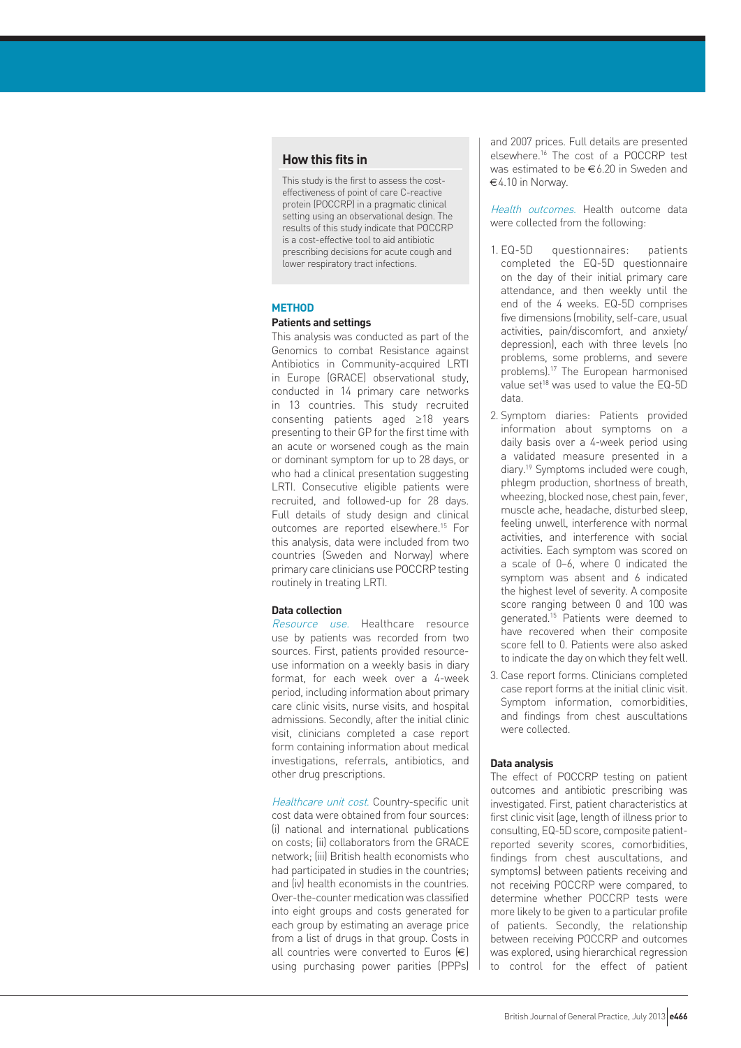## How this fits in

This study is the first to assess the cost-effectiveness of point of care C-reactive protein (POCCRP) in a pragmatic clinical setting using an observational design. The results of this study indicate that POCCRP is a cost-effective tool to aid antibiotic prescribing decisions for acute cough and lower respiratory tract infections.

## METHOD

### Patients and settings

This analysis was conducted as part of the Genomics to combat Resistance against Antibiotics in Community-acquired LRTI in Europe (GRACE) observational study, conducted in 14 primary care networks in 13 countries. This study recruited consenting patients aged ≥18 years presenting to their GP for the first time with an acute or worsened cough as the main or dominant symptom for up to 28 days, or who had a clinical presentation suggesting LRTI. Consecutive eligible patients were recruited, and followed-up for 28 days. Full details of study design and clinical outcomes are reported elsewhere.[15] For this analysis, data were included from two countries (Sweden and Norway) where primary care clinicians use POCCRP testing routinely in treating LRTI.

### Data collection

*Resource use.* Healthcare resource use by patients was recorded from two sources. First, patients provided resource-use information on a weekly basis in diary format, for each week over a 4-week period, including information about primary care clinic visits, nurse visits, and hospital admissions. Secondly, after the initial clinic visit, clinicians completed a case report form containing information about medical investigations, referrals, antibiotics, and other drug prescriptions.

*Healthcare unit cost.* Country-specific unit cost data were obtained from four sources: (i) national and international publications on costs; (ii) collaborators from the GRACE network; (iii) British health economists who had participated in studies in the countries; and (iv) health economists in the countries. Over-the-counter medication was classified into eight groups and costs generated for each group by estimating an average price from a list of drugs in that group. Costs in all countries were converted to Euros (€) using purchasing power parities (PPPs) and 2007 prices. Full details are presented elsewhere.[16] The cost of a POCCRP test was estimated to be €6.20 in Sweden and €4.10 in Norway.

*Health outcomes.* Health outcome data were collected from the following:

1. EQ-5D questionnaires: patients completed the EQ-5D questionnaire on the day of their initial primary care attendance, and then weekly until the end of the 4 weeks. EQ-5D comprises five dimensions (mobility, self-care, usual activities, pain/discomfort, and anxiety/depression), each with three levels (no problems, some problems, and severe problems).[17] The European harmonised value set[18] was used to value the EQ-5D data.
2. Symptom diaries: Patients provided information about symptoms on a daily basis over a 4-week period using a validated measure presented in a diary.[19] Symptoms included were cough, phlegm production, shortness of breath, wheezing, blocked nose, chest pain, fever, muscle ache, headache, disturbed sleep, feeling unwell, interference with normal activities, and interference with social activities. Each symptom was scored on a scale of 0–6, where 0 indicated the symptom was absent and 6 indicated the highest level of severity. A composite score ranging between 0 and 100 was generated.[15] Patients were deemed to have recovered when their composite score fell to 0. Patients were also asked to indicate the day on which they felt well.
3. Case report forms. Clinicians completed case report forms at the initial clinic visit. Symptom information, comorbidities, and findings from chest auscultations were collected.

### Data analysis

The effect of POCCRP testing on patient outcomes and antibiotic prescribing was investigated. First, patient characteristics at first clinic visit (age, length of illness prior to consulting, EQ-5D score, composite patient-reported severity scores, comorbidities, findings from chest auscultations, and symptoms) between patients receiving and not receiving POCCRP were compared, to determine whether POCCRP tests were more likely to be given to a particular profile of patients. Secondly, the relationship between receiving POCCRP and outcomes was explored, using hierarchical regression to control for the effect of patient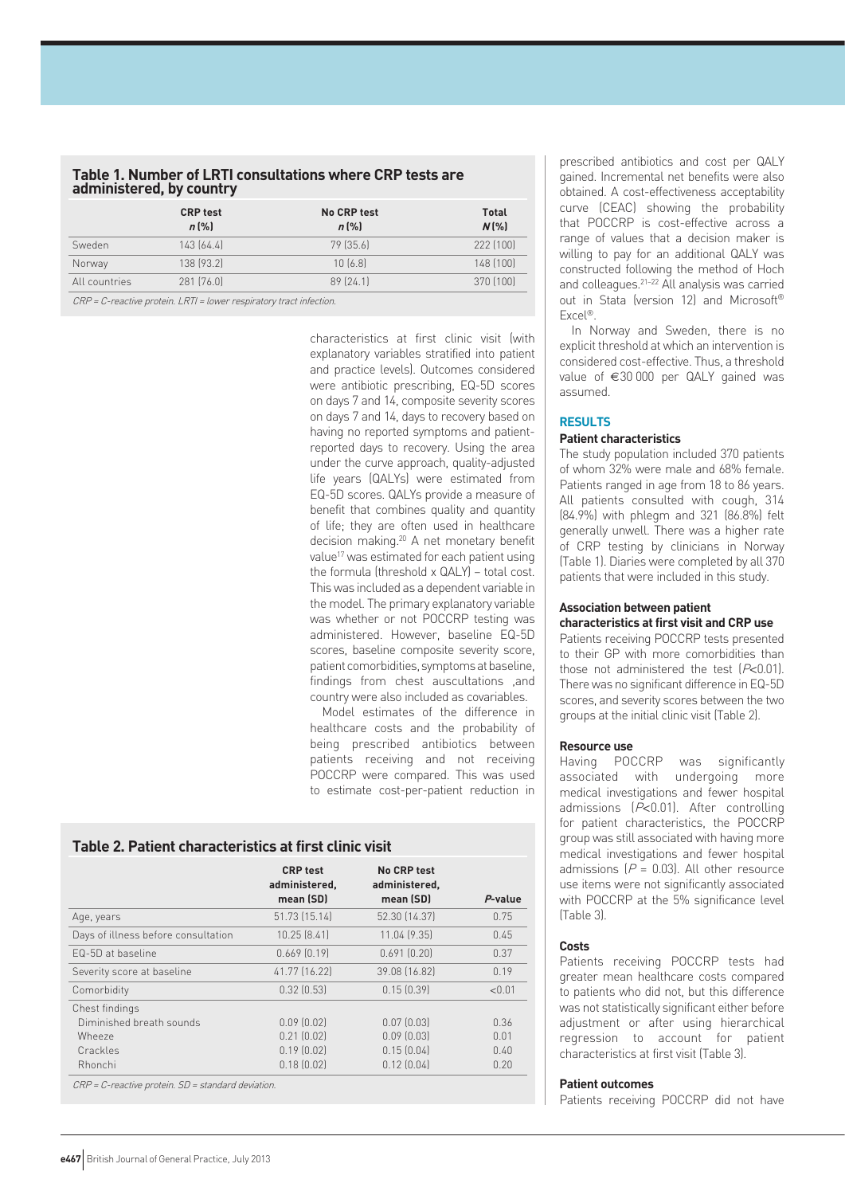**Table 1. Number of LRTI consultations where CRP tests are administered, by country**

| | CRP test $n$ (%) | No CRP test $n$ (%) | Total $N$ (%) |
|---|---|---|---|
| Sweden | 143 (64.4) | 79 (35.6) | 222 (100) |
| Norway | 138 (93.2) | 10 (6.8) | 148 (100) |
| All countries | 281 (76.0) | 89 (24.1) | 370 (100) |

*CRP = C-reactive protein. LRTI = lower respiratory tract infection.*

characteristics at first clinic visit (with explanatory variables stratified into patient and practice levels). Outcomes considered were antibiotic prescribing, EQ-5D scores on days 7 and 14, composite severity scores on days 7 and 14, days to recovery based on having no reported symptoms and patient-reported days to recovery. Using the area under the curve approach, quality-adjusted life years (QALYs) were estimated from EQ-5D scores. QALYs provide a measure of benefit that combines quality and quantity of life; they are often used in healthcare decision making.[20] A net monetary benefit value[17] was estimated for each patient using the formula (threshold x QALY) – total cost. This was included as a dependent variable in the model. The primary explanatory variable was whether or not POCCRP testing was administered. However, baseline EQ-5D scores, baseline composite severity score, patient comorbidities, symptoms at baseline, findings from chest auscultations ,and country were also included as covariables.

Model estimates of the difference in healthcare costs and the probability of being prescribed antibiotics between patients receiving and not receiving POCCRP were compared. This was used to estimate cost-per-patient reduction in prescribed antibiotics and cost per QALY gained. Incremental net benefits were also obtained. A cost-effectiveness acceptability curve (CEAC) showing the probability that POCCRP is cost-effective across a range of values that a decision maker is willing to pay for an additional QALY was constructed following the method of Hoch and colleagues.[21–22] All analysis was carried out in Stata (version 12) and Microsoft® Excel®.

In Norway and Sweden, there is no explicit threshold at which an intervention is considered cost-effective. Thus, a threshold value of €30 000 per QALY gained was assumed.

**Table 2. Patient characteristics at first clinic visit**

| | CRP test administered, mean (SD) | No CRP test administered, mean (SD) | $P$-value |
|---|---|---|---|
| Age, years | 51.73 (15.14) | 52.30 (14.37) | 0.75 |
| Days of illness before consultation | 10.25 (8.41) | 11.04 (9.35) | 0.45 |
| EQ-5D at baseline | 0.669 (0.19) | 0.691 (0.20) | 0.37 |
| Severity score at baseline | 41.77 (16.22) | 39.08 (16.82) | 0.19 |
| Comorbidity | 0.32 (0.53) | 0.15 (0.39) | <0.01 |
| Chest findings | | | |
| Diminished breath sounds | 0.09 (0.02) | 0.07 (0.03) | 0.36 |
| Wheeze | 0.21 (0.02) | 0.09 (0.03) | 0.01 |
| Crackles | 0.19 (0.02) | 0.15 (0.04) | 0.40 |
| Rhonchi | 0.18 (0.02) | 0.12 (0.04) | 0.20 |

*CRP = C-reactive protein. SD = standard deviation.*

## RESULTS

### Patient characteristics

The study population included 370 patients of whom 32% were male and 68% female. Patients ranged in age from 18 to 86 years. All patients consulted with cough, 314 (84.9%) with phlegm and 321 (86.8%) felt generally unwell. There was a higher rate of CRP testing by clinicians in Norway (Table 1). Diaries were completed by all 370 patients that were included in this study.

### Association between patient characteristics at first visit and CRP use

Patients receiving POCCRP tests presented to their GP with more comorbidities than those not administered the test ($P$<0.01). There was no significant difference in EQ-5D scores, and severity scores between the two groups at the initial clinic visit (Table 2).

### Resource use

Having POCCRP was significantly associated with undergoing more medical investigations and fewer hospital admissions ($P$<0.01). After controlling for patient characteristics, the POCCRP group was still associated with having more medical investigations and fewer hospital admissions ($P$ = 0.03). All other resource use items were not significantly associated with POCCRP at the 5% significance level (Table 3).

### Costs

Patients receiving POCCRP tests had greater mean healthcare costs compared to patients who did not, but this difference was not statistically significant either before adjustment or after using hierarchical regression to account for patient characteristics at first visit (Table 3).

### Patient outcomes

Patients receiving POCCRP did not have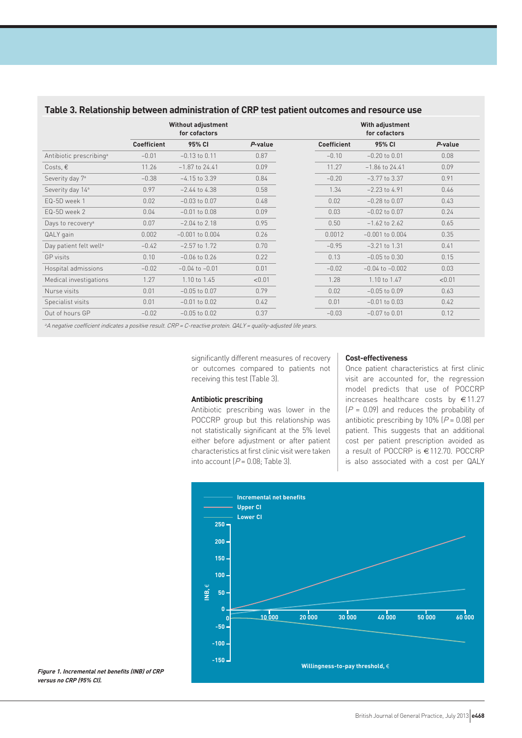**Table 3. Relationship between administration of CRP test patient outcomes and resource use**

| | Without adjustment for cofactors | | | With adjustment for cofactors | | |
|---|---|---|---|---|---|---|
| | Coefficient | 95% CI | *P*-value | Coefficient | 95% CI | *P*-value |
| Antibiotic prescribing[a] | −0.01 | −0.13 to 0.11 | 0.87 | −0.10 | −0.20 to 0.01 | 0.08 |
| Costs, € | 11.26 | −1.87 to 24.41 | 0.09 | 11.27 | −1.86 to 24.41 | 0.09 |
| Severity day 7[a] | −0.38 | −4.15 to 3.39 | 0.84 | −0.20 | −3.77 to 3.37 | 0.91 |
| Severity day 14[a] | 0.97 | −2.44 to 4.38 | 0.58 | 1.34 | −2.23 to 4.91 | 0.46 |
| EQ-5D week 1 | 0.02 | −0.03 to 0.07 | 0.48 | 0.02 | −0.28 to 0.07 | 0.43 |
| EQ-5D week 2 | 0.04 | −0.01 to 0.08 | 0.09 | 0.03 | −0.02 to 0.07 | 0.24 |
| Days to recovery[a] | 0.07 | −2.04 to 2.18 | 0.95 | 0.50 | −1.62 to 2.62 | 0.65 |
| QALY gain | 0.002 | −0.001 to 0.004 | 0.26 | 0.0012 | −0.001 to 0.004 | 0.35 |
| Day patient felt well[a] | −0.42 | −2.57 to 1.72 | 0.70 | −0.95 | −3.21 to 1.31 | 0.41 |
| GP visits | 0.10 | −0.06 to 0.26 | 0.22 | 0.13 | −0.05 to 0.30 | 0.15 |
| Hospital admissions | −0.02 | −0.04 to −0.01 | 0.01 | −0.02 | −0.04 to −0.002 | 0.03 |
| Medical investigations | 1.27 | 1.10 to 1.45 | <0.01 | 1.28 | 1.10 to 1.47 | <0.01 |
| Nurse visits | 0.01 | −0.05 to 0.07 | 0.79 | 0.02 | −0.05 to 0.09 | 0.63 |
| Specialist visits | 0.01 | −0.01 to 0.02 | 0.42 | 0.01 | −0.01 to 0.03 | 0.42 |
| Out of hours GP | −0.02 | −0.05 to 0.02 | 0.37 | −0.03 | −0.07 to 0.01 | 0.12 |

*[a]A negative coefficient indicates a positive result. CRP = C-reactive protein. QALY = quality-adjusted life years.*

significantly different measures of recovery or outcomes compared to patients not receiving this test (Table 3).

### Antibiotic prescribing

Antibiotic prescribing was lower in the POCCRP group but this relationship was not statistically significant at the 5% level either before adjustment or after patient characteristics at first clinic visit were taken into account ($P = 0.08$; Table 3).

### Cost-effectiveness

Once patient characteristics at first clinic visit are accounted for, the regression model predicts that use of POCCRP increases healthcare costs by €11.27 ($P = 0.09$) and reduces the probability of antibiotic prescribing by 10% ($P = 0.08$) per patient. This suggests that an additional cost per patient prescription avoided as a result of POCCRP is €112.70. POCCRP is also associated with a cost per QALY

***Figure 1. Incremental net benefits (INB) of CRP versus no CRP (95% CI).***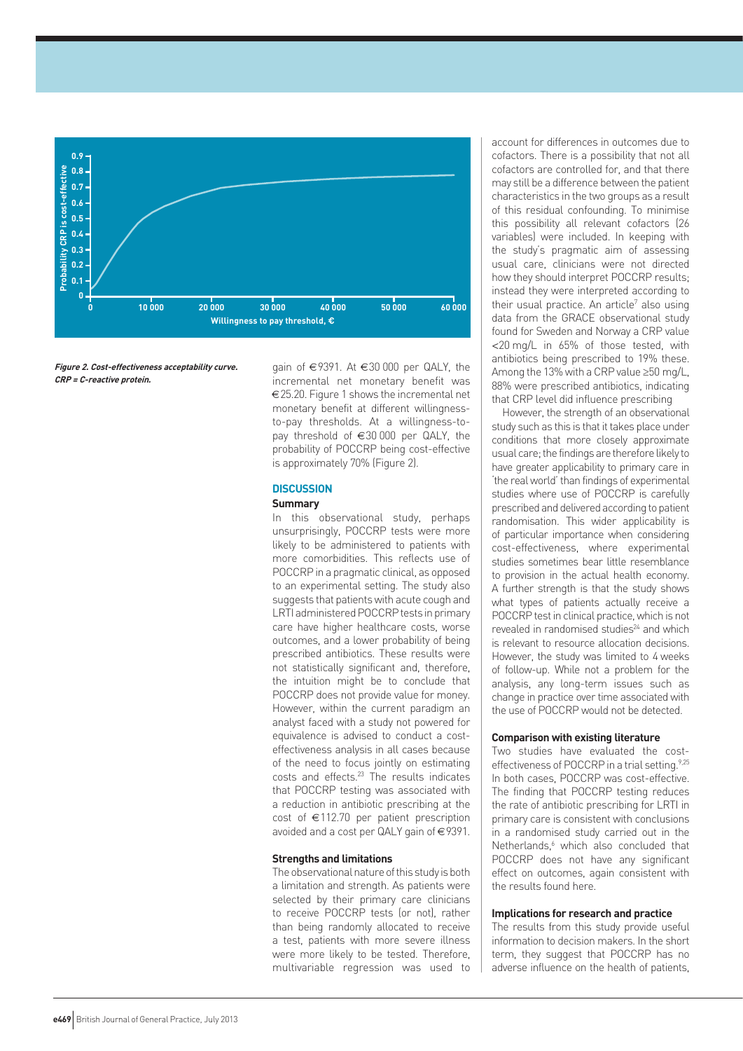*Figure 2. Cost-effectiveness acceptability curve. CRP = C-reactive protein.*

gain of €9391. At €30 000 per QALY, the incremental net monetary benefit was €25.20. Figure 1 shows the incremental net monetary benefit at different willingness-to-pay thresholds. At a willingness-to-pay threshold of €30 000 per QALY, the probability of POCCRP being cost-effective is approximately 70% (Figure 2).

## DISCUSSION

### Summary

In this observational study, perhaps unsurprisingly, POCCRP tests were more likely to be administered to patients with more comorbidities. This reflects use of POCCRP in a pragmatic clinical, as opposed to an experimental setting. The study also suggests that patients with acute cough and LRTI administered POCCRP tests in primary care have higher healthcare costs, worse outcomes, and a lower probability of being prescribed antibiotics. These results were not statistically significant and, therefore, the intuition might be to conclude that POCCRP does not provide value for money. However, within the current paradigm an analyst faced with a study not powered for equivalence is advised to conduct a cost-effectiveness analysis in all cases because of the need to focus jointly on estimating costs and effects.[23] The results indicates that POCCRP testing was associated with a reduction in antibiotic prescribing at the cost of €112.70 per patient prescription avoided and a cost per QALY gain of €9391.

### Strengths and limitations

The observational nature of this study is both a limitation and strength. As patients were selected by their primary care clinicians to receive POCCRP tests (or not), rather than being randomly allocated to receive a test, patients with more severe illness were more likely to be tested. Therefore, multivariable regression was used to account for differences in outcomes due to cofactors. There is a possibility that not all cofactors are controlled for, and that there may still be a difference between the patient characteristics in the two groups as a result of this residual confounding. To minimise this possibility all relevant cofactors (26 variables) were included. In keeping with the study's pragmatic aim of assessing usual care, clinicians were not directed how they should interpret POCCRP results; instead they were interpreted according to their usual practice. An article[7] also using data from the GRACE observational study found for Sweden and Norway a CRP value <20 mg/L in 65% of those tested, with antibiotics being prescribed to 19% these. Among the 13% with a CRP value ≥50 mg/L, 88% were prescribed antibiotics, indicating that CRP level did influence prescribing.

However, the strength of an observational study such as this is that it takes place under conditions that more closely approximate usual care; the findings are therefore likely to have greater applicability to primary care in 'the real world' than findings of experimental studies where use of POCCRP is carefully prescribed and delivered according to patient randomisation. This wider applicability is of particular importance when considering cost-effectiveness, where experimental studies sometimes bear little resemblance to provision in the actual health economy. A further strength is that the study shows what types of patients actually receive a POCCRP test in clinical practice, which is not revealed in randomised studies[24] and which is relevant to resource allocation decisions. However, the study was limited to 4 weeks of follow-up. While not a problem for the analysis, any long-term issues such as change in practice over time associated with the use of POCCRP would not be detected.

### Comparison with existing literature

Two studies have evaluated the cost-effectiveness of POCCRP in a trial setting.[9,25] In both cases, POCCRP was cost-effective. The finding that POCCRP testing reduces the rate of antibiotic prescribing for LRTI in primary care is consistent with conclusions in a randomised study carried out in the Netherlands,[6] which also concluded that POCCRP does not have any significant effect on outcomes, again consistent with the results found here.

### Implications for research and practice

The results from this study provide useful information to decision makers. In the short term, they suggest that POCCRP has no adverse influence on the health of patients,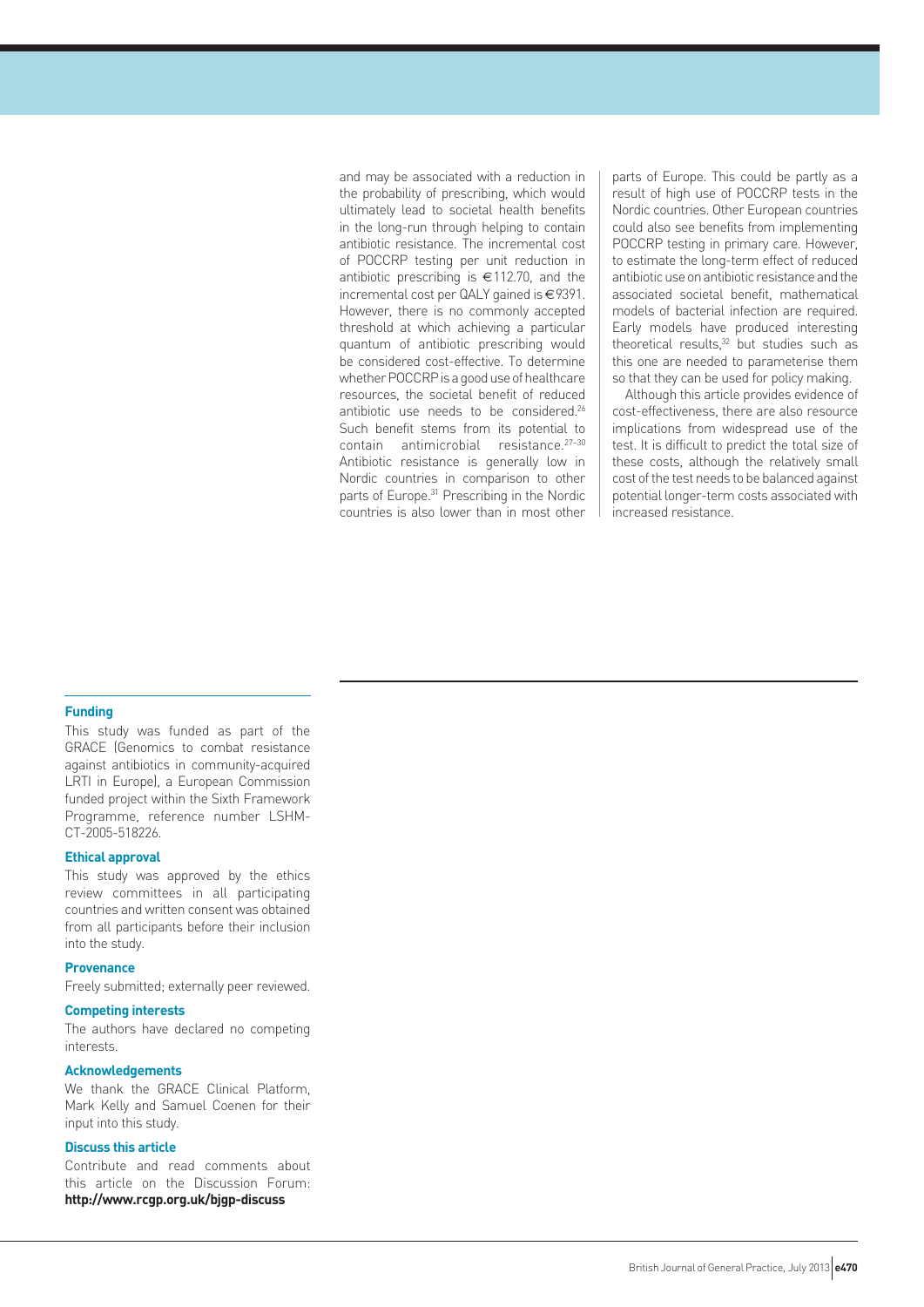and may be associated with a reduction in the probability of prescribing, which would ultimately lead to societal health benefits in the long-run through helping to contain antibiotic resistance. The incremental cost of POCCRP testing per unit reduction in antibiotic prescribing is €112.70, and the incremental cost per QALY gained is €9391. However, there is no commonly accepted threshold at which achieving a particular quantum of antibiotic prescribing would be considered cost-effective. To determine whether POCCRP is a good use of healthcare resources, the societal benefit of reduced antibiotic use needs to be considered.[26] Such benefit stems from its potential to contain antimicrobial resistance.[27–30] Antibiotic resistance is generally low in Nordic countries in comparison to other parts of Europe.[31] Prescribing in the Nordic countries is also lower than in most other parts of Europe. This could be partly as a result of high use of POCCRP tests in the Nordic countries. Other European countries could also see benefits from implementing POCCRP testing in primary care. However, to estimate the long-term effect of reduced antibiotic use on antibiotic resistance and the associated societal benefit, mathematical models of bacterial infection are required. Early models have produced interesting theoretical results,[32] but studies such as this one are needed to parameterise them so that they can be used for policy making.

Although this article provides evidence of cost-effectiveness, there are also resource implications from widespread use of the test. It is difficult to predict the total size of these costs, although the relatively small cost of the test needs to be balanced against potential longer-term costs associated with increased resistance.

### Funding

This study was funded as part of the GRACE (Genomics to combat resistance against antibiotics in community-acquired LRTI in Europe), a European Commission funded project within the Sixth Framework Programme, reference number LSHM-CT-2005-518226.

### Ethical approval

This study was approved by the ethics review committees in all participating countries and written consent was obtained from all participants before their inclusion into the study.

### Provenance

Freely submitted; externally peer reviewed.

### Competing interests

The authors have declared no competing interests.

### Acknowledgements

We thank the GRACE Clinical Platform, Mark Kelly and Samuel Coenen for their input into this study.

### Discuss this article

Contribute and read comments about this article on the Discussion Forum: **http://www.rcgp.org.uk/bjgp-discuss**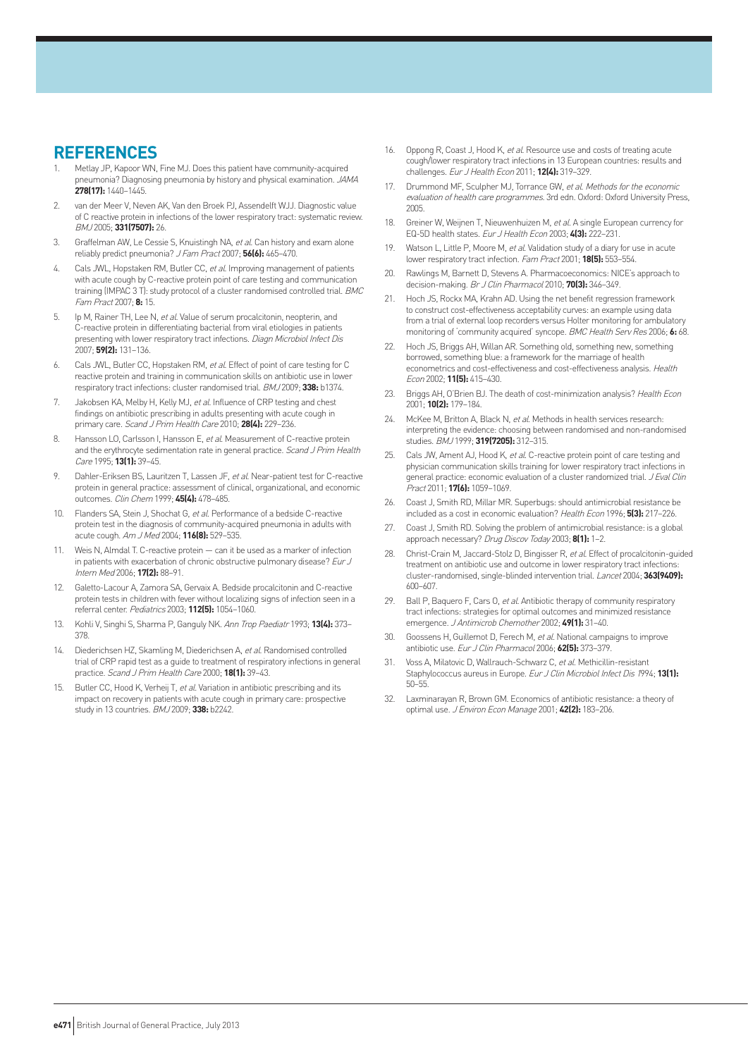## REFERENCES

1. Metlay JP, Kapoor WN, Fine MJ. Does this patient have community-acquired pneumonia? Diagnosing pneumonia by history and physical examination. *JAMA* **278(17):** 1440–1445.
2. van der Meer V, Neven AK, Van den Broek PJ, Assendelft WJJ. Diagnostic value of C reactive protein in infections of the lower respiratory tract: systematic review. *BMJ* 2005; **331(7507):** 26.
3. Graffelman AW, Le Cessie S, Knuistingh NA, *et al.* Can history and exam alone reliably predict pneumonia? *J Fam Pract* 2007; **56(6):** 465–470.
4. Cals JWL, Hopstaken RM, Butler CC, *et al.* Improving management of patients with acute cough by C-reactive protein point of care testing and communication training (IMPAC 3 T): study protocol of a cluster randomised controlled trial. *BMC Fam Pract* 2007; **8:** 15.
5. Ip M, Rainer TH, Lee N, *et al.* Value of serum procalcitonin, neopterin, and C-reactive protein in differentiating bacterial from viral etiologies in patients presenting with lower respiratory tract infections. *Diagn Microbiol Infect Dis* 2007; **59(2):** 131–136.
6. Cals JWL, Butler CC, Hopstaken RM, *et al.* Effect of point of care testing for C reactive protein and training in communication skills on antibiotic use in lower respiratory tract infections: cluster randomised trial. *BMJ* 2009; **338:** b1374.
7. Jakobsen KA, Melby H, Kelly MJ, *et al.* Influence of CRP testing and chest findings on antibiotic prescribing in adults presenting with acute cough in primary care. *Scand J Prim Health Care* 2010; **28(4):** 229–236.
8. Hansson LO, Carlsson I, Hansson E, *et al.* Measurement of C-reactive protein and the erythrocyte sedimentation rate in general practice. *Scand J Prim Health Care* 1995; **13(1):** 39–45.
9. Dahler-Eriksen BS, Lauritzen T, Lassen JF, *et al.* Near-patient test for C-reactive protein in general practice: assessment of clinical, organizational, and economic outcomes. *Clin Chem* 1999; **45(4):** 478–485.
10. Flanders SA, Stein J, Shochat G, *et al.* Performance of a bedside C-reactive protein test in the diagnosis of community-acquired pneumonia in adults with acute cough. *Am J Med* 2004; **116(8):** 529–535.
11. Weis N, Almdal T. C-reactive protein — can it be used as a marker of infection in patients with exacerbation of chronic obstructive pulmonary disease? *Eur J Intern Med* 2006; **17(2):** 88–91.
12. Galetto-Lacour A, Zamora SA, Gervaix A. Bedside procalcitonin and C-reactive protein tests in children with fever without localizing signs of infection seen in a referral center. *Pediatrics* 2003; **112(5):** 1054–1060.
13. Kohli V, Singhi S, Sharma P, Ganguly NK. *Ann Trop Paediatr* 1993; **13(4):** 373–378.
14. Diederichsen HZ, Skamling M, Diederichsen A, *et al.* Randomised controlled trial of CRP rapid test as a guide to treatment of respiratory infections in general practice. *Scand J Prim Health Care* 2000; **18(1):** 39–43.
15. Butler CC, Hood K, Verheij T, *et al.* Variation in antibiotic prescribing and its impact on recovery in patients with acute cough in primary care: prospective study in 13 countries. *BMJ* 2009; **338:** b2242.
16. Oppong R, Coast J, Hood K, *et al.* Resource use and costs of treating acute cough/lower respiratory tract infections in 13 European countries: results and challenges. *Eur J Health Econ* 2011; **12(4):** 319–329.
17. Drummond MF, Sculpher MJ, Torrance GW, *et al. Methods for the economic evaluation of health care programmes.* 3rd edn. Oxford: Oxford University Press, 2005.
18. Greiner W, Weijnen T, Nieuwenhuizen M, *et al.* A single European currency for EQ-5D health states. *Eur J Health Econ* 2003; **4(3):** 222–231.
19. Watson L, Little P, Moore M, *et al.* Validation study of a diary for use in acute lower respiratory tract infection. *Fam Pract* 2001; **18(5):** 553–554.
20. Rawlings M, Barnett D, Stevens A. Pharmacoeconomics: NICE's approach to decision-making. *Br J Clin Pharmacol* 2010; **70(3):** 346–349.
21. Hoch JS, Rockx MA, Krahn AD. Using the net benefit regression framework to construct cost-effectiveness acceptability curves: an example using data from a trial of external loop recorders versus Holter monitoring for ambulatory monitoring of 'community acquired' syncope. *BMC Health Serv Res* 2006; **6:** 68.
22. Hoch JS, Briggs AH, Willan AR. Something old, something new, something borrowed, something blue: a framework for the marriage of health econometrics and cost-effectiveness analysis. *Health Econ* 2002; **11(5):** 415–430.
23. Briggs AH, O'Brien BJ. The death of cost-minimization analysis? *Health Econ* 2001; **10(2):** 179–184.
24. McKee M, Britton A, Black N, *et al.* Methods in health services research: interpreting the evidence: choosing between randomised and non-randomised studies. *BMJ* 1999; **319(7205):** 312–315.
25. Cals JW, Ament AJ, Hood K, *et al.* C-reactive protein point of care testing and physician communication skills training for lower respiratory tract infections in general practice: economic evaluation of a cluster randomized trial. *J Eval Clin Pract* 2011; **17(6):** 1059–1069.
26. Coast J, Smith RD, Millar MR. Superbugs: should antimicrobial resistance be included as a cost in economic evaluation? *Health Econ* 1996; **5(3):** 217–226.
27. Coast J, Smith RD. Solving the problem of antimicrobial resistance: is a global approach necessary? *Drug Discov Today* 2003; **8(1):** 1–2.
28. Christ-Crain M, Jaccard-Stolz D, Bingisser R, *et al.* Effect of procalcitonin-guided treatment on antibiotic use and outcome in lower respiratory tract infections: cluster-randomised, single-blinded intervention trial. *Lancet* 2004; **363(9409):** 600–607.
29. Ball P, Baquero F, Cars O, *et al.* Antibiotic therapy of community respiratory tract infections: strategies for optimal outcomes and minimized resistance emergence. *J Antimicrob Chemother* 2002; **49(1):** 31–40.
30. Goossens H, Guillemot D, Ferech M, *et al.* National campaigns to improve antibiotic use. *Eur J Clin Pharmacol* 2006; **62(5):** 373–379.
31. Voss A, Milatovic D, Wallrauch-Schwarz C, *et al.* Methicillin-resistant Staphylococcus aureus in Europe. *Eur J Clin Microbiol Infect Dis* 1994; **13(1):** 50–55.
32. Laxminarayan R, Brown GM. Economics of antibiotic resistance: a theory of optimal use. *J Environ Econ Manage* 2001; **42(2):** 183–206.